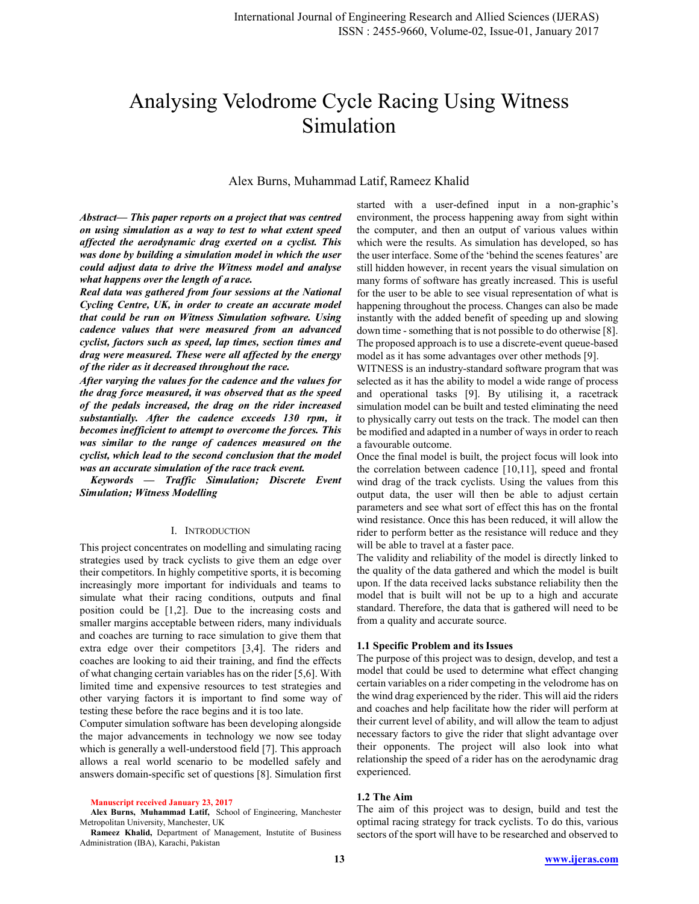# Analysing Velodrome Cycle Racing Using Witness Simulation

Alex Burns, Muhammad Latif, Rameez Khalid

***Abstract— This paper reports on a project that was centred on using simulation as a way to test to what extent speed affected the aerodynamic drag exerted on a cyclist. This was done by building a simulation model in which the user could adjust data to drive the Witness model and analyse what happens over the length of a race.***

***Real data was gathered from four sessions at the National Cycling Centre, UK, in order to create an accurate model that could be run on Witness Simulation software. Using cadence values that were measured from an advanced cyclist, factors such as speed, lap times, section times and drag were measured. These were all affected by the energy of the rider as it decreased throughout the race.***

***After varying the values for the cadence and the values for the drag force measured, it was observed that as the speed of the pedals increased, the drag on the rider increased substantially. After the cadence exceeds 130 rpm, it becomes inefficient to attempt to overcome the forces. This was similar to the range of cadences measured on the cyclist, which lead to the second conclusion that the model was an accurate simulation of the race track event.***

***Keywords — Traffic Simulation; Discrete Event Simulation; Witness Modelling***

Manuscript received January 23, 2017

**Alex Burns, Muhammad Latif,** School of Engineering, Manchester Metropolitan University, Manchester, UK

**Rameez Khalid,** Department of Management, Instutite of Business Administration (IBA), Karachi, Pakistan

## I. Introduction

This project concentrates on modelling and simulating racing strategies used by track cyclists to give them an edge over their competitors. In highly competitive sports, it is becoming increasingly more important for individuals and teams to simulate what their racing conditions, outputs and final position could be [1,2]. Due to the increasing costs and smaller margins acceptable between riders, many individuals and coaches are turning to race simulation to give them that extra edge over their competitors [3,4]. The riders and coaches are looking to aid their training, and find the effects of what changing certain variables has on the rider [5,6]. With limited time and expensive resources to test strategies and other varying factors it is important to find some way of testing these before the race begins and it is too late.

Computer simulation software has been developing alongside the major advancements in technology we now see today which is generally a well-understood field [7]. This approach allows a real world scenario to be modelled safely and answers domain-specific set of questions [8]. Simulation first started with a user-defined input in a non-graphic's environment, the process happening away from sight within the computer, and then an output of various values within which were the results. As simulation has developed, so has the user interface. Some of the 'behind the scenes features' are still hidden however, in recent years the visual simulation on many forms of software has greatly increased. This is useful for the user to be able to see visual representation of what is happening throughout the process. Changes can also be made instantly with the added benefit of speeding up and slowing down time - something that is not possible to do otherwise [8]. The proposed approach is to use a discrete-event queue-based model as it has some advantages over other methods [9].

WITNESS is an industry-standard software program that was selected as it has the ability to model a wide range of process and operational tasks [9]. By utilising it, a racetrack simulation model can be built and tested eliminating the need to physically carry out tests on the track. The model can then be modified and adapted in a number of ways in order to reach a favourable outcome.

Once the final model is built, the project focus will look into the correlation between cadence [10,11], speed and frontal wind drag of the track cyclists. Using the values from this output data, the user will then be able to adjust certain parameters and see what sort of effect this has on the frontal wind resistance. Once this has been reduced, it will allow the rider to perform better as the resistance will reduce and they will be able to travel at a faster pace.

The validity and reliability of the model is directly linked to the quality of the data gathered and which the model is built upon. If the data received lacks substance reliability then the model that is built will not be up to a high and accurate standard. Therefore, the data that is gathered will need to be from a quality and accurate source.

### 1.1 Specific Problem and its Issues

The purpose of this project was to design, develop, and test a model that could be used to determine what effect changing certain variables on a rider competing in the velodrome has on the wind drag experienced by the rider. This will aid the riders and coaches and help facilitate how the rider will perform at their current level of ability, and will allow the team to adjust necessary factors to give the rider that slight advantage over their opponents. The project will also look into what relationship the speed of a rider has on the aerodynamic drag experienced.

### 1.2 The Aim

The aim of this project was to design, build and test the optimal racing strategy for track cyclists. To do this, various sectors of the sport will have to be researched and observed to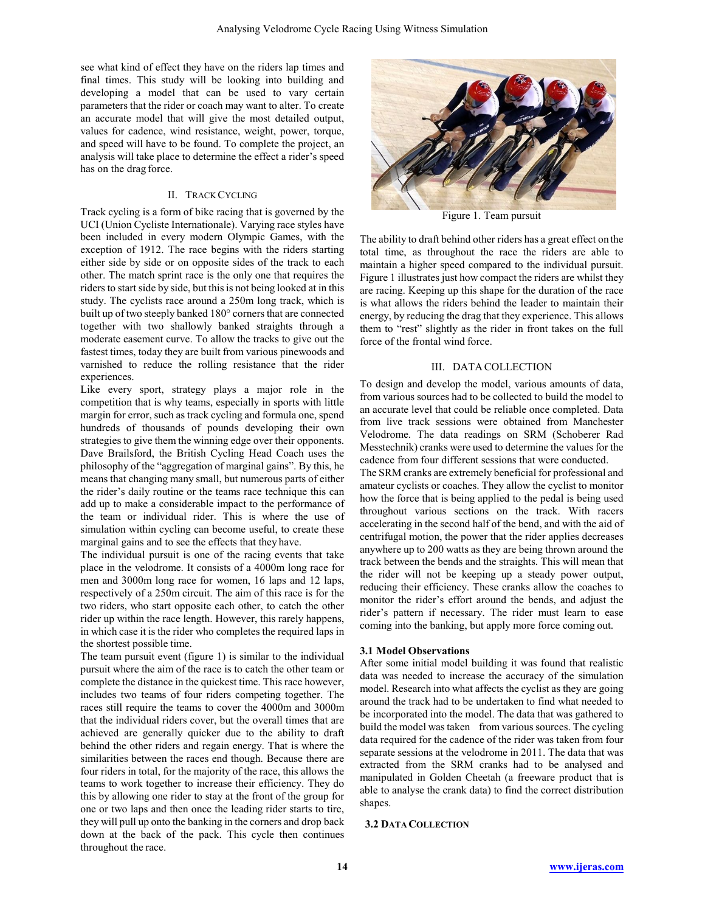see what kind of effect they have on the riders lap times and final times. This study will be looking into building and developing a model that can be used to vary certain parameters that the rider or coach may want to alter. To create an accurate model that will give the most detailed output, values for cadence, wind resistance, weight, power, torque, and speed will have to be found. To complete the project, an analysis will take place to determine the effect a rider's speed has on the drag force.

## II. Track Cycling

Track cycling is a form of bike racing that is governed by the UCI (Union Cycliste Internationale). Varying race styles have been included in every modern Olympic Games, with the exception of 1912. The race begins with the riders starting either side by side or on opposite sides of the track to each other. The match sprint race is the only one that requires the riders to start side by side, but this is not being looked at in this study. The cyclists race around a 250m long track, which is built up of two steeply banked 180° corners that are connected together with two shallowly banked straights through a moderate easement curve. To allow the tracks to give out the fastest times, today they are built from various pinewoods and varnished to reduce the rolling resistance that the rider experiences.

Like every sport, strategy plays a major role in the competition that is why teams, especially in sports with little margin for error, such as track cycling and formula one, spend hundreds of thousands of pounds developing their own strategies to give them the winning edge over their opponents. Dave Brailsford, the British Cycling Head Coach uses the philosophy of the "aggregation of marginal gains". By this, he means that changing many small, but numerous parts of either the rider's daily routine or the teams race technique this can add up to make a considerable impact to the performance of the team or individual rider. This is where the use of simulation within cycling can become useful, to create these marginal gains and to see the effects that they have.

The individual pursuit is one of the racing events that take place in the velodrome. It consists of a 4000m long race for men and 3000m long race for women, 16 laps and 12 laps, respectively of a 250m circuit. The aim of this race is for the two riders, who start opposite each other, to catch the other rider up within the race length. However, this rarely happens, in which case it is the rider who completes the required laps in the shortest possible time.

The team pursuit event (figure 1) is similar to the individual pursuit where the aim of the race is to catch the other team or complete the distance in the quickest time. This race however, includes two teams of four riders competing together. The races still require the teams to cover the 4000m and 3000m that the individual riders cover, but the overall times that are achieved are generally quicker due to the ability to draft behind the other riders and regain energy. That is where the similarities between the races end though. Because there are four riders in total, for the majority of the race, this allows the teams to work together to increase their efficiency. They do this by allowing one rider to stay at the front of the group for one or two laps and then once the leading rider starts to tire, they will pull up onto the banking in the corners and drop back down at the back of the pack. This cycle then continues throughout the race.

Figure 1. Team pursuit

The ability to draft behind other riders has a great effect on the total time, as throughout the race the riders are able to maintain a higher speed compared to the individual pursuit. Figure 1 illustrates just how compact the riders are whilst they are racing. Keeping up this shape for the duration of the race is what allows the riders behind the leader to maintain their energy, by reducing the drag that they experience. This allows them to "rest" slightly as the rider in front takes on the full force of the frontal wind force.

## III. Data Collection

To design and develop the model, various amounts of data, from various sources had to be collected to build the model to an accurate level that could be reliable once completed. Data from live track sessions were obtained from Manchester Velodrome. The data readings on SRM (Schoberer Rad Messtechnik) cranks were used to determine the values for the cadence from four different sessions that were conducted.

The SRM cranks are extremely beneficial for professional and amateur cyclists or coaches. They allow the cyclist to monitor how the force that is being applied to the pedal is being used throughout various sections on the track. With racers accelerating in the second half of the bend, and with the aid of centrifugal motion, the power that the rider applies decreases anywhere up to 200 watts as they are being thrown around the track between the bends and the straights. This will mean that the rider will not be keeping up a steady power output, reducing their efficiency. These cranks allow the coaches to monitor the rider's effort around the bends, and adjust the rider's pattern if necessary. The rider must learn to ease coming into the banking, but apply more force coming out.

### 3.1 Model Observations

After some initial model building it was found that realistic data was needed to increase the accuracy of the simulation model. Research into what affects the cyclist as they are going around the track had to be undertaken to find what needed to be incorporated into the model. The data that was gathered to build the model was taken from various sources. The cycling data required for the cadence of the rider was taken from four separate sessions at the velodrome in 2011. The data that was extracted from the SRM cranks had to be analysed and manipulated in Golden Cheetah (a freeware product that is able to analyse the crank data) to find the correct distribution shapes.

### 3.2 Data Collection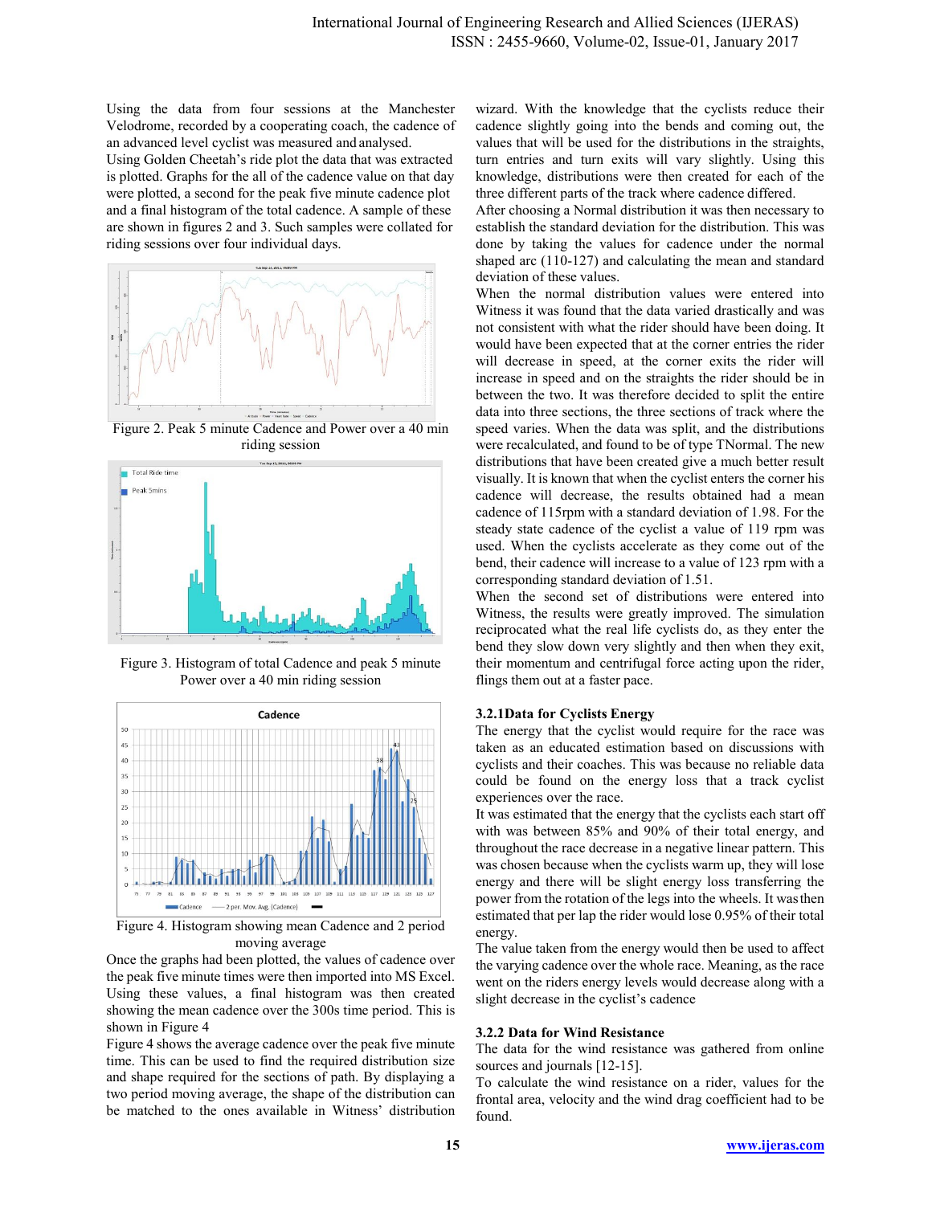Using the data from four sessions at the Manchester Velodrome, recorded by a cooperating coach, the cadence of an advanced level cyclist was measured and analysed.

Using Golden Cheetah's ride plot the data that was extracted is plotted. Graphs for the all of the cadence value on that day were plotted, a second for the peak five minute cadence plot and a final histogram of the total cadence. A sample of these are shown in figures 2 and 3. Such samples were collated for riding sessions over four individual days.

Figure 2. Peak 5 minute Cadence and Power over a 40 min riding session

Figure 3. Histogram of total Cadence and peak 5 minute Power over a 40 min riding session

Figure 4. Histogram showing mean Cadence and 2 period moving average

Once the graphs had been plotted, the values of cadence over the peak five minute times were then imported into MS Excel. Using these values, a final histogram was then created showing the mean cadence over the 300s time period. This is shown in Figure 4

Figure 4 shows the average cadence over the peak five minute time. This can be used to find the required distribution size and shape required for the sections of path. By displaying a two period moving average, the shape of the distribution can be matched to the ones available in Witness' distribution wizard. With the knowledge that the cyclists reduce their cadence slightly going into the bends and coming out, the values that will be used for the distributions in the straights, turn entries and turn exits will vary slightly. Using this knowledge, distributions were then created for each of the three different parts of the track where cadence differed.

After choosing a Normal distribution it was then necessary to establish the standard deviation for the distribution. This was done by taking the values for cadence under the normal shaped arc (110-127) and calculating the mean and standard deviation of these values.

When the normal distribution values were entered into Witness it was found that the data varied drastically and was not consistent with what the rider should have been doing. It would have been expected that at the corner entries the rider will decrease in speed, at the corner exits the rider will increase in speed and on the straights the rider should be in between the two. It was therefore decided to split the entire data into three sections, the three sections of track where the speed varies. When the data was split, and the distributions were recalculated, and found to be of type TNormal. The new distributions that have been created give a much better result visually. It is known that when the cyclist enters the corner his cadence will decrease, the results obtained had a mean cadence of 115rpm with a standard deviation of 1.98. For the steady state cadence of the cyclist a value of 119 rpm was used. When the cyclists accelerate as they come out of the bend, their cadence will increase to a value of 123 rpm with a corresponding standard deviation of 1.51.

When the second set of distributions were entered into Witness, the results were greatly improved. The simulation reciprocated what the real life cyclists do, as they enter the bend they slow down very slightly and then when they exit, their momentum and centrifugal force acting upon the rider, flings them out at a faster pace.

### 3.2.1 Data for Cyclists Energy

The energy that the cyclist would require for the race was taken as an educated estimation based on discussions with cyclists and their coaches. This was because no reliable data could be found on the energy loss that a track cyclist experiences over the race.

It was estimated that the energy that the cyclists each start off with was between 85% and 90% of their total energy, and throughout the race decrease in a negative linear pattern. This was chosen because when the cyclists warm up, they will lose energy and there will be slight energy loss transferring the power from the rotation of the legs into the wheels. It was then estimated that per lap the rider would lose 0.95% of their total energy.

The value taken from the energy would then be used to affect the varying cadence over the whole race. Meaning, as the race went on the riders energy levels would decrease along with a slight decrease in the cyclist's cadence

### 3.2.2 Data for Wind Resistance

The data for the wind resistance was gathered from online sources and journals [12-15].

To calculate the wind resistance on a rider, values for the frontal area, velocity and the wind drag coefficient had to be found.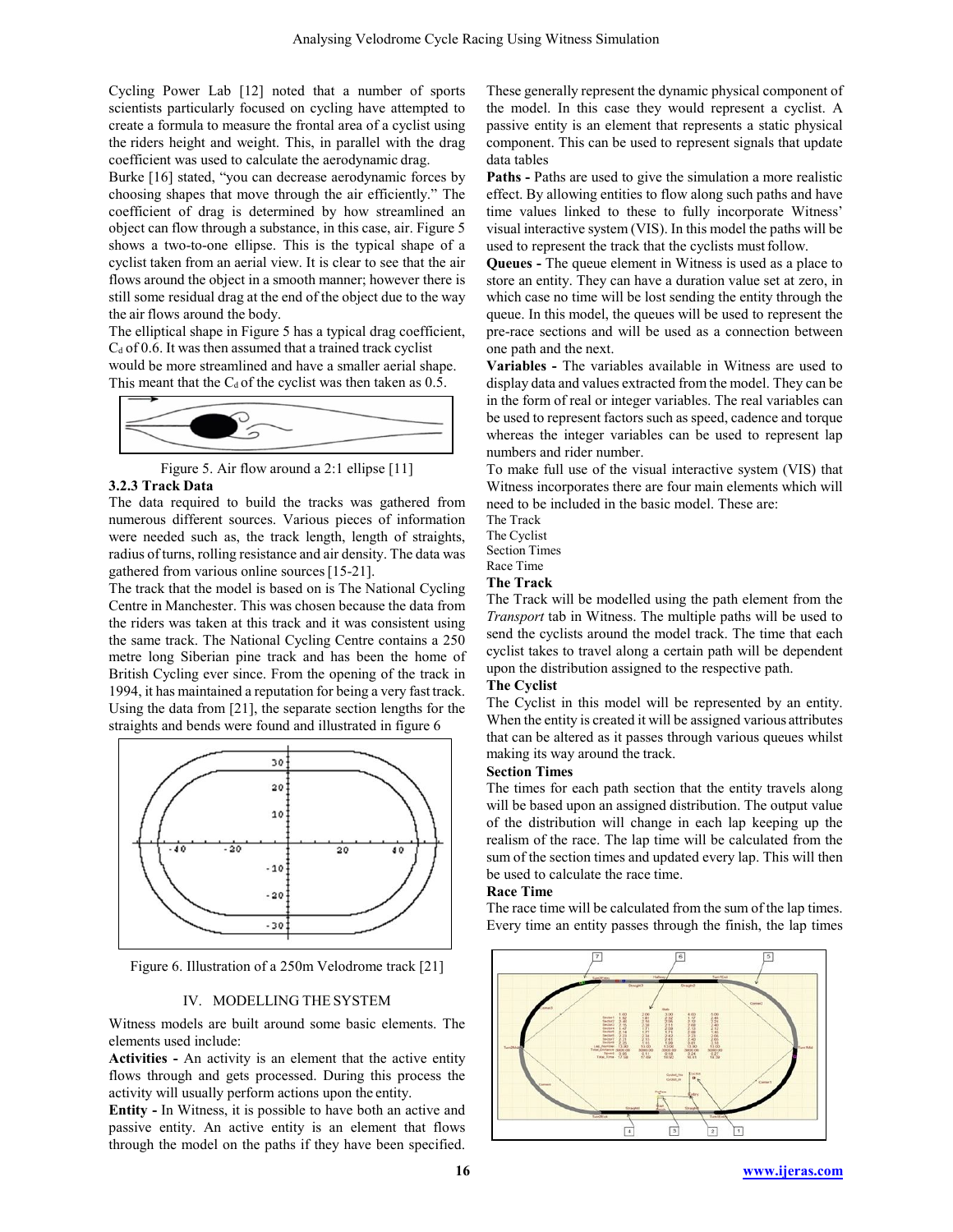Cycling Power Lab [12] noted that a number of sports scientists particularly focused on cycling have attempted to create a formula to measure the frontal area of a cyclist using the riders height and weight. This, in parallel with the drag coefficient was used to calculate the aerodynamic drag.

Burke [16] stated, "you can decrease aerodynamic forces by choosing shapes that move through the air efficiently." The coefficient of drag is determined by how streamlined an object can flow through a substance, in this case, air. Figure 5 shows a two-to-one ellipse. This is the typical shape of a cyclist taken from an aerial view. It is clear to see that the air flows around the object in a smooth manner; however there is still some residual drag at the end of the object due to the way the air flows around the body.

The elliptical shape in Figure 5 has a typical drag coefficient, $C_d$ of 0.6. It was then assumed that a trained track cyclist would be more streamlined and have a smaller aerial shape. This meant that the $C_d$ of the cyclist was then taken as 0.5.

Figure 5. Air flow around a 2:1 ellipse [11]

### 3.2.3 Track Data

The data required to build the tracks was gathered from numerous different sources. Various pieces of information were needed such as, the track length, length of straights, radius of turns, rolling resistance and air density. The data was gathered from various online sources [15-21].

The track that the model is based on is The National Cycling Centre in Manchester. This was chosen because the data from the riders was taken at this track and it was consistent using the same track. The National Cycling Centre contains a 250 metre long Siberian pine track and has been the home of British Cycling ever since. From the opening of the track in 1994, it has maintained a reputation for being a very fast track. Using the data from [21], the separate section lengths for the straights and bends were found and illustrated in figure 6

Figure 6. Illustration of a 250m Velodrome track [21]

## IV. MODELLING THE SYSTEM

Witness models are built around some basic elements. The elements used include:

**Activities -** An activity is an element that the active entity flows through and gets processed. During this process the activity will usually perform actions upon the entity.

**Entity -** In Witness, it is possible to have both an active and passive entity. An active entity is an element that flows through the model on the paths if they have been specified. These generally represent the dynamic physical component of the model. In this case they would represent a cyclist. A passive entity is an element that represents a static physical component. This can be used to represent signals that update data tables

**Paths -** Paths are used to give the simulation a more realistic effect. By allowing entities to flow along such paths and have time values linked to these to fully incorporate Witness' visual interactive system (VIS). In this model the paths will be used to represent the track that the cyclists must follow.

**Queues -** The queue element in Witness is used as a place to store an entity. They can have a duration value set at zero, in which case no time will be lost sending the entity through the queue. In this model, the queues will be used to represent the pre-race sections and will be used as a connection between one path and the next.

**Variables -** The variables available in Witness are used to display data and values extracted from the model. They can be in the form of real or integer variables. The real variables can be used to represent factors such as speed, cadence and torque whereas the integer variables can be used to represent lap numbers and rider number.

To make full use of the visual interactive system (VIS) that Witness incorporates there are four main elements which will need to be included in the basic model. These are:

The Track

The Cyclist

Section Times

Race Time

**The Track**

The Track will be modelled using the path element from the *Transport* tab in Witness. The multiple paths will be used to send the cyclists around the model track. The time that each cyclist takes to travel along a certain path will be dependent upon the distribution assigned to the respective path.

**The Cyclist**

The Cyclist in this model will be represented by an entity. When the entity is created it will be assigned various attributes that can be altered as it passes through various queues whilst making its way around the track.

**Section Times**

The times for each path section that the entity travels along will be based upon an assigned distribution. The output value of the distribution will change in each lap keeping up the realism of the race. The lap time will be calculated from the sum of the section times and updated every lap. This will then be used to calculate the race time.

**Race Time**

The race time will be calculated from the sum of the lap times. Every time an entity passes through the finish, the lap times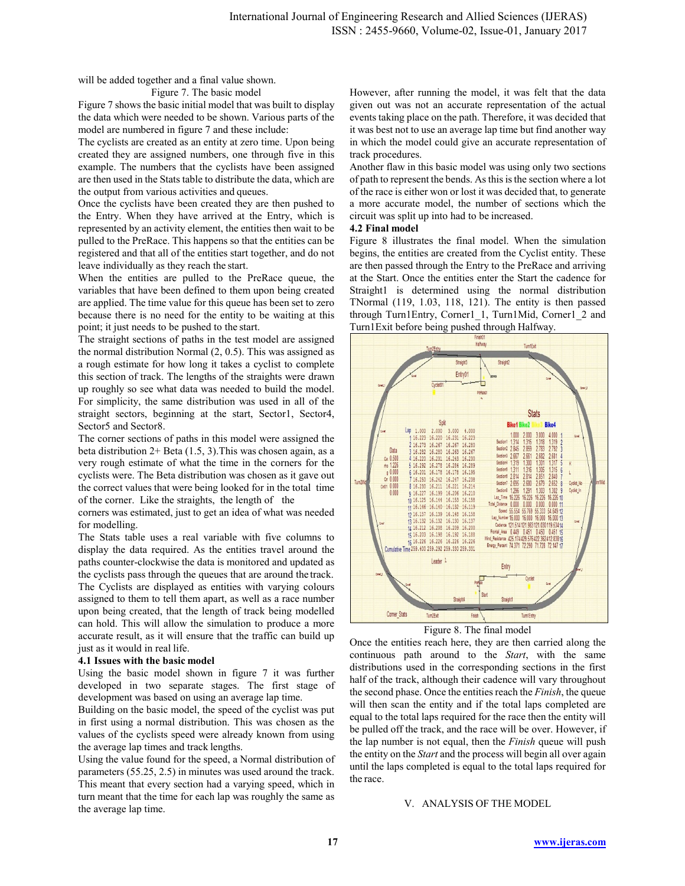will be added together and a final value shown.

Figure 7. The basic model

Figure 7 shows the basic initial model that was built to display the data which were needed to be shown. Various parts of the model are numbered in figure 7 and these include:

The cyclists are created as an entity at zero time. Upon being created they are assigned numbers, one through five in this example. The numbers that the cyclists have been assigned are then used in the Stats table to distribute the data, which are the output from various activities and queues.

Once the cyclists have been created they are then pushed to the Entry. When they have arrived at the Entry, which is represented by an activity element, the entities then wait to be pulled to the PreRace. This happens so that the entities can be registered and that all of the entities start together, and do not leave individually as they reach the start.

When the entities are pulled to the PreRace queue, the variables that have been defined to them upon being created are applied. The time value for this queue has been set to zero because there is no need for the entity to be waiting at this point; it just needs to be pushed to the start.

The straight sections of paths in the test model are assigned the normal distribution Normal (2, 0.5). This was assigned as a rough estimate for how long it takes a cyclist to complete this section of track. The lengths of the straights were drawn up roughly so see what data was needed to build the model. For simplicity, the same distribution was used in all of the straight sectors, beginning at the start, Sector1, Sector4, Sector5 and Sector8.

The corner sections of paths in this model were assigned the beta distribution 2+ Beta (1.5, 3).This was chosen again, as a very rough estimate of what the time in the corners for the cyclists were. The Beta distribution was chosen as it gave out the correct values that were being looked for in the total time of the corner. Like the straights, the length of the corners was estimated, just to get an idea of what was needed for modelling.

The Stats table uses a real variable with five columns to display the data required. As the entities travel around the paths counter-clockwise the data is monitored and updated as the cyclists pass through the queues that are around the track. The Cyclists are displayed as entities with varying colours assigned to them to tell them apart, as well as a race number upon being created, that the length of track being modelled can hold. This will allow the simulation to produce a more accurate result, as it will ensure that the traffic can build up just as it would in real life.

### 4.1 Issues with the basic model

Using the basic model shown in figure 7 it was further developed in two separate stages. The first stage of development was based on using an average lap time.

Building on the basic model, the speed of the cyclist was put in first using a normal distribution. This was chosen as the values of the cyclists speed were already known from using the average lap times and track lengths.

Using the value found for the speed, a Normal distribution of parameters (55.25, 2.5) in minutes was used around the track. This meant that every section had a varying speed, which in turn meant that the time for each lap was roughly the same as the average lap time.

However, after running the model, it was felt that the data given out was not an accurate representation of the actual events taking place on the path. Therefore, it was decided that it was best not to use an average lap time but find another way in which the model could give an accurate representation of track procedures.

Another flaw in this basic model was using only two sections of path to represent the bends. As this is the section where a lot of the race is either won or lost it was decided that, to generate a more accurate model, the number of sections which the circuit was split up into had to be increased.

### 4.2 Final model

Figure 8 illustrates the final model. When the simulation begins, the entities are created from the Cyclist entity. These are then passed through the Entry to the PreRace and arriving at the Start. Once the entities enter the Start the cadence for Straight1 is determined using the normal distribution TNormal (119, 1.03, 118, 121). The entity is then passed through Turn1Entry, Corner1_1, Turn1Mid, Corner1_2 and Turn1Exit before being pushed through Halfway.

Figure 8. The final model

Once the entities reach here, they are then carried along the continuous path around to the *Start*, with the same distributions used in the corresponding sections in the first half of the track, although their cadence will vary throughout the second phase. Once the entities reach the *Finish*, the queue will then scan the entity and if the total laps completed are equal to the total laps required for the race then the entity will be pulled off the track, and the race will be over. However, if the lap number is not equal, then the *Finish* queue will push the entity on the *Start* and the process will begin all over again until the laps completed is equal to the total laps required for the race.

## V. ANALYSIS OF THE MODEL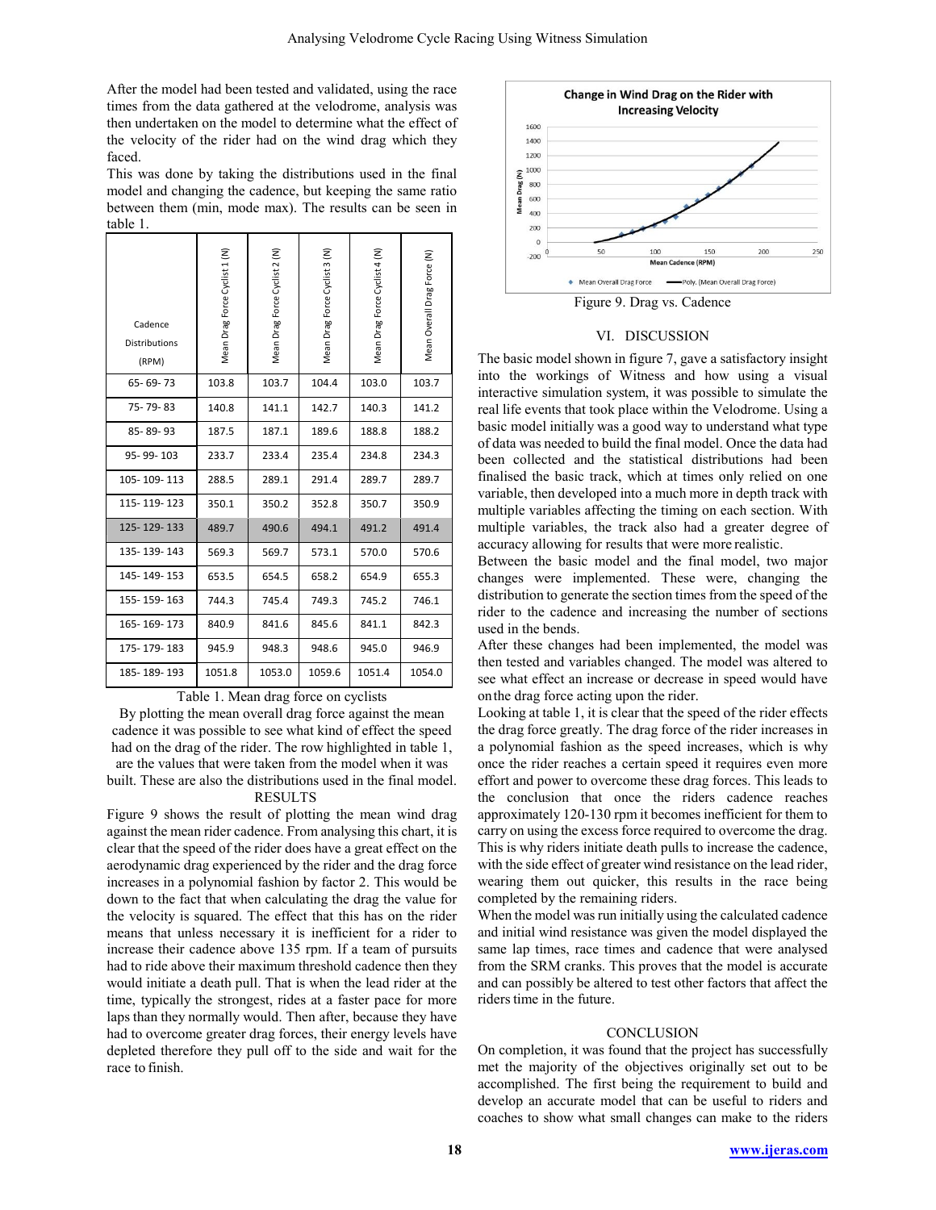After the model had been tested and validated, using the race times from the data gathered at the velodrome, analysis was then undertaken on the model to determine what the effect of the velocity of the rider had on the wind drag which they faced.

This was done by taking the distributions used in the final model and changing the cadence, but keeping the same ratio between them (min, mode max). The results can be seen in table 1.

| Cadence Distributions (RPM) | Mean Drag Force Cyclist 1 (N) | Mean Drag Force Cyclist 2 (N) | Mean Drag Force Cyclist 3 (N) | Mean Drag Force Cyclist 4 (N) | Mean Overall Drag Force (N) |
|---|---|---|---|---|---|
| 65- 69- 73 | 103.8 | 103.7 | 104.4 | 103.0 | 103.7 |
| 75- 79- 83 | 140.8 | 141.1 | 142.7 | 140.3 | 141.2 |
| 85- 89- 93 | 187.5 | 187.1 | 189.6 | 188.8 | 188.2 |
| 95- 99- 103 | 233.7 | 233.4 | 235.4 | 234.8 | 234.3 |
| 105- 109- 113 | 288.5 | 289.1 | 291.4 | 289.7 | 289.7 |
| 115- 119- 123 | 350.1 | 350.2 | 352.8 | 350.7 | 350.9 |
| 125- 129- 133 | 489.7 | 490.6 | 494.1 | 491.2 | 491.4 |
| 135- 139- 143 | 569.3 | 569.7 | 573.1 | 570.0 | 570.6 |
| 145- 149- 153 | 653.5 | 654.5 | 658.2 | 654.9 | 655.3 |
| 155- 159- 163 | 744.3 | 745.4 | 749.3 | 745.2 | 746.1 |
| 165- 169- 173 | 840.9 | 841.6 | 845.6 | 841.1 | 842.3 |
| 175- 179- 183 | 945.9 | 948.3 | 948.6 | 945.0 | 946.9 |
| 185- 189- 193 | 1051.8 | 1053.0 | 1059.6 | 1051.4 | 1054.0 |

Table 1. Mean drag force on cyclists

By plotting the mean overall drag force against the mean cadence it was possible to see what kind of effect the speed had on the drag of the rider. The row highlighted in table 1, are the values that were taken from the model when it was built. These are also the distributions used in the final model.

## RESULTS

Figure 9 shows the result of plotting the mean wind drag against the mean rider cadence. From analysing this chart, it is clear that the speed of the rider does have a great effect on the aerodynamic drag experienced by the rider and the drag force increases in a polynomial fashion by factor 2. This would be down to the fact that when calculating the drag the value for the velocity is squared. The effect that this has on the rider means that unless necessary it is inefficient for a rider to increase their cadence above 135 rpm. If a team of pursuits had to ride above their maximum threshold cadence then they would initiate a death pull. That is when the lead rider at the time, typically the strongest, rides at a faster pace for more laps than they normally would. Then after, because they have had to overcome greater drag forces, their energy levels have depleted therefore they pull off to the side and wait for the race to finish.

Figure 9. Drag vs. Cadence

## VI. DISCUSSION

The basic model shown in figure 7, gave a satisfactory insight into the workings of Witness and how using a visual interactive simulation system, it was possible to simulate the real life events that took place within the Velodrome. Using a basic model initially was a good way to understand what type of data was needed to build the final model. Once the data had been collected and the statistical distributions had been finalised the basic track, which at times only relied on one variable, then developed into a much more in depth track with multiple variables affecting the timing on each section. With multiple variables, the track also had a greater degree of accuracy allowing for results that were more realistic.

Between the basic model and the final model, two major changes were implemented. These were, changing the distribution to generate the section times from the speed of the rider to the cadence and increasing the number of sections used in the bends.

After these changes had been implemented, the model was then tested and variables changed. The model was altered to see what effect an increase or decrease in speed would have on the drag force acting upon the rider.

Looking at table 1, it is clear that the speed of the rider effects the drag force greatly. The drag force of the rider increases in a polynomial fashion as the speed increases, which is why once the rider reaches a certain speed it requires even more effort and power to overcome these drag forces. This leads to the conclusion that once the riders cadence reaches approximately 120-130 rpm it becomes inefficient for them to carry on using the excess force required to overcome the drag. This is why riders initiate death pulls to increase the cadence, with the side effect of greater wind resistance on the lead rider, wearing them out quicker, this results in the race being completed by the remaining riders.

When the model was run initially using the calculated cadence and initial wind resistance was given the model displayed the same lap times, race times and cadence that were analysed from the SRM cranks. This proves that the model is accurate and can possibly be altered to test other factors that affect the riders time in the future.

## CONCLUSION

On completion, it was found that the project has successfully met the majority of the objectives originally set out to be accomplished. The first being the requirement to build and develop an accurate model that can be useful to riders and coaches to show what small changes can make to the riders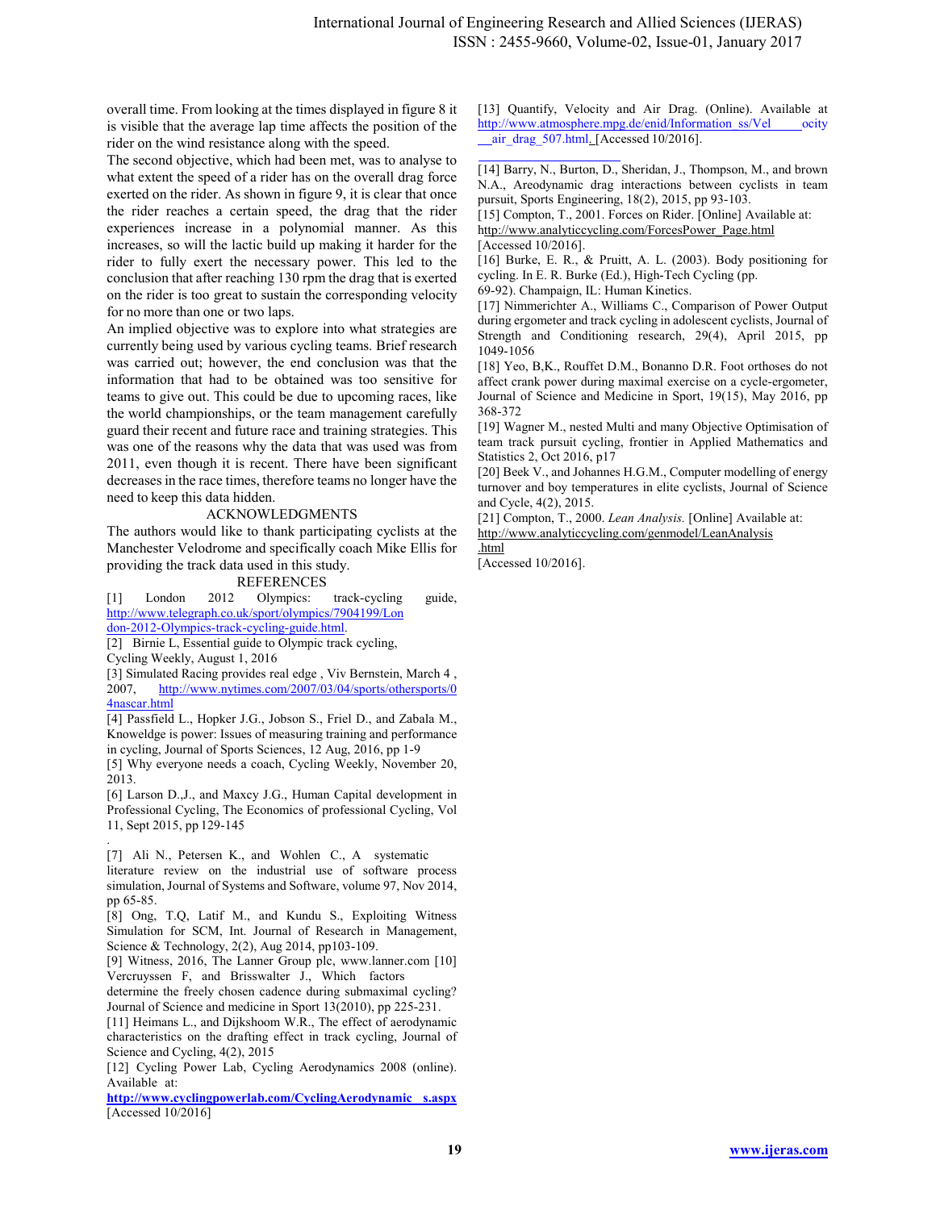overall time. From looking at the times displayed in figure 8 it is visible that the average lap time affects the position of the rider on the wind resistance along with the speed.

The second objective, which had been met, was to analyse to what extent the speed of a rider has on the overall drag force exerted on the rider. As shown in figure 9, it is clear that once the rider reaches a certain speed, the drag that the rider experiences increase in a polynomial manner. As this increases, so will the lactic build up making it harder for the rider to fully exert the necessary power. This led to the conclusion that after reaching 130 rpm the drag that is exerted on the rider is too great to sustain the corresponding velocity for no more than one or two laps.

An implied objective was to explore into what strategies are currently being used by various cycling teams. Brief research was carried out; however, the end conclusion was that the information that had to be obtained was too sensitive for teams to give out. This could be due to upcoming races, like the world championships, or the team management carefully guard their recent and future race and training strategies. This was one of the reasons why the data that was used was from 2011, even though it is recent. There have been significant decreases in the race times, therefore teams no longer have the need to keep this data hidden.

## ACKNOWLEDGMENTS

The authors would like to thank participating cyclists at the Manchester Velodrome and specifically coach Mike Ellis for providing the track data used in this study.

## REFERENCES

[1] London 2012 Olympics: track-cycling guide, http://www.telegraph.co.uk/sport/olympics/7904199/London-2012-Olympics-track-cycling-guide.html.

[2] Birnie L, Essential guide to Olympic track cycling, Cycling Weekly, August 1, 2016

[3] Simulated Racing provides real edge , Viv Bernstein, March 4 , 2007, http://www.nytimes.com/2007/03/04/sports/othersports/04nascar.html

[4] Passfield L., Hopker J.G., Jobson S., Friel D., and Zabala M., Knoweldge is power: Issues of measuring training and performance in cycling, Journal of Sports Sciences, 12 Aug, 2016, pp 1-9

[5] Why everyone needs a coach, Cycling Weekly, November 20, 2013.

[6] Larson D.,J., and Maxcy J.G., Human Capital development in Professional Cycling, The Economics of professional Cycling, Vol 11, Sept 2015, pp 129-145

[7] Ali N., Petersen K., and Wohlen C., A systematic literature review on the industrial use of software process simulation, Journal of Systems and Software, volume 97, Nov 2014, pp 65-85.

[8] Ong, T.Q, Latif M., and Kundu S., Exploiting Witness Simulation for SCM, Int. Journal of Research in Management, Science & Technology, 2(2), Aug 2014, pp103-109.

[9] Witness, 2016, The Lanner Group plc, www.lanner.com

[10] Vercruyssen F, and Brisswalter J., Which factors determine the freely chosen cadence during submaximal cycling? Journal of Science and medicine in Sport 13(2010), pp 225-231.

[11] Heimans L., and Dijkshoom W.R., The effect of aerodynamic characteristics on the drafting effect in track cycling, Journal of Science and Cycling, 4(2), 2015

[12] Cycling Power Lab, Cycling Aerodynamics 2008 (online). Available at: **http://www.cyclingpowerlab.com/CyclingAerodynamic s.aspx** [Accessed 10/2016]

[13] Quantify, Velocity and Air Drag. (Online). Available at http://www.atmosphere.mpg.de/enid/Information_ss/Velocity_air_drag_507.html. [Accessed 10/2016].

[14] Barry, N., Burton, D., Sheridan, J., Thompson, M., and brown N.A., Areodynamic drag interactions between cyclists in team pursuit, Sports Engineering, 18(2), 2015, pp 93-103.

[15] Compton, T., 2001. Forces on Rider. [Online] Available at: http://www.analyticcycling.com/ForcesPower_Page.html [Accessed 10/2016].

[16] Burke, E. R., & Pruitt, A. L. (2003). Body positioning for cycling. In E. R. Burke (Ed.), High-Tech Cycling (pp. 69-92). Champaign, IL: Human Kinetics.

[17] Nimmerichter A., Williams C., Comparison of Power Output during ergometer and track cycling in adolescent cyclists, Journal of Strength and Conditioning research, 29(4), April 2015, pp 1049-1056

[18] Yeo, B,K., Rouffet D.M., Bonanno D.R. Foot orthoses do not affect crank power during maximal exercise on a cycle-ergometer, Journal of Science and Medicine in Sport, 19(15), May 2016, pp 368-372

[19] Wagner M., nested Multi and many Objective Optimisation of team track pursuit cycling, frontier in Applied Mathematics and Statistics 2, Oct 2016, p17

[20] Beek V., and Johannes H.G.M., Computer modelling of energy turnover and boy temperatures in elite cyclists, Journal of Science and Cycle, 4(2), 2015.

[21] Compton, T., 2000. *Lean Analysis.* [Online] Available at: http://www.analyticcycling.com/genmodel/LeanAnalysis.html [Accessed 10/2016].